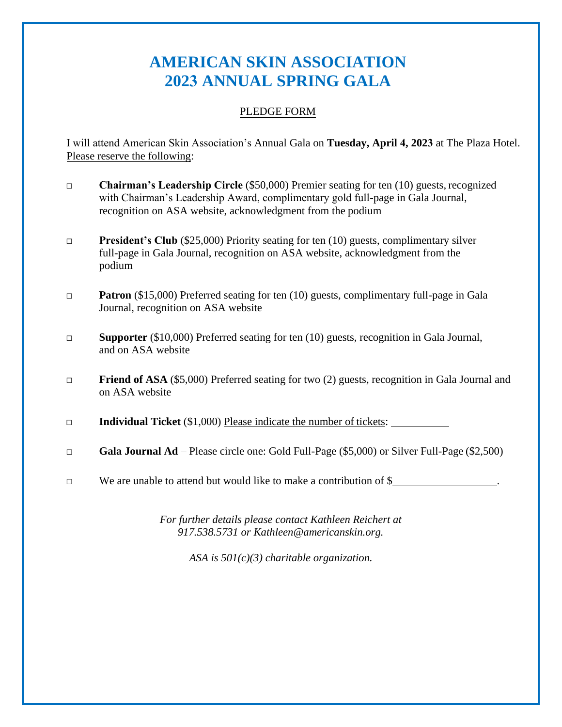# AMERICAN SKIN ASSOCIATION
# 2023 ANNUAL SPRING GALA

PLEDGE FORM

I will attend American Skin Association's Annual Gala on **Tuesday, April 4, 2023** at The Plaza Hotel. Please reserve the following:

- ☐ **Chairman's Leadership Circle** ($50,000) Premier seating for ten (10) guests, recognized with Chairman's Leadership Award, complimentary gold full-page in Gala Journal, recognition on ASA website, acknowledgment from the podium

- ☐ **President's Club** ($25,000) Priority seating for ten (10) guests, complimentary silver full-page in Gala Journal, recognition on ASA website, acknowledgment from the podium

- ☐ **Patron** ($15,000) Preferred seating for ten (10) guests, complimentary full-page in Gala Journal, recognition on ASA website

- ☐ **Supporter** ($10,000) Preferred seating for ten (10) guests, recognition in Gala Journal, and on ASA website

- ☐ **Friend of ASA** ($5,000) Preferred seating for two (2) guests, recognition in Gala Journal and on ASA website

- ☐ **Individual Ticket** ($1,000) Please indicate the number of tickets: __________

- ☐ **Gala Journal Ad** – Please circle one: Gold Full-Page ($5,000) or Silver Full-Page ($2,500)

- ☐ We are unable to attend but would like to make a contribution of $__________________.

*For further details please contact Kathleen Reichert at 917.538.5731 or Kathleen@americanskin.org.*

*ASA is 501(c)(3) charitable organization.*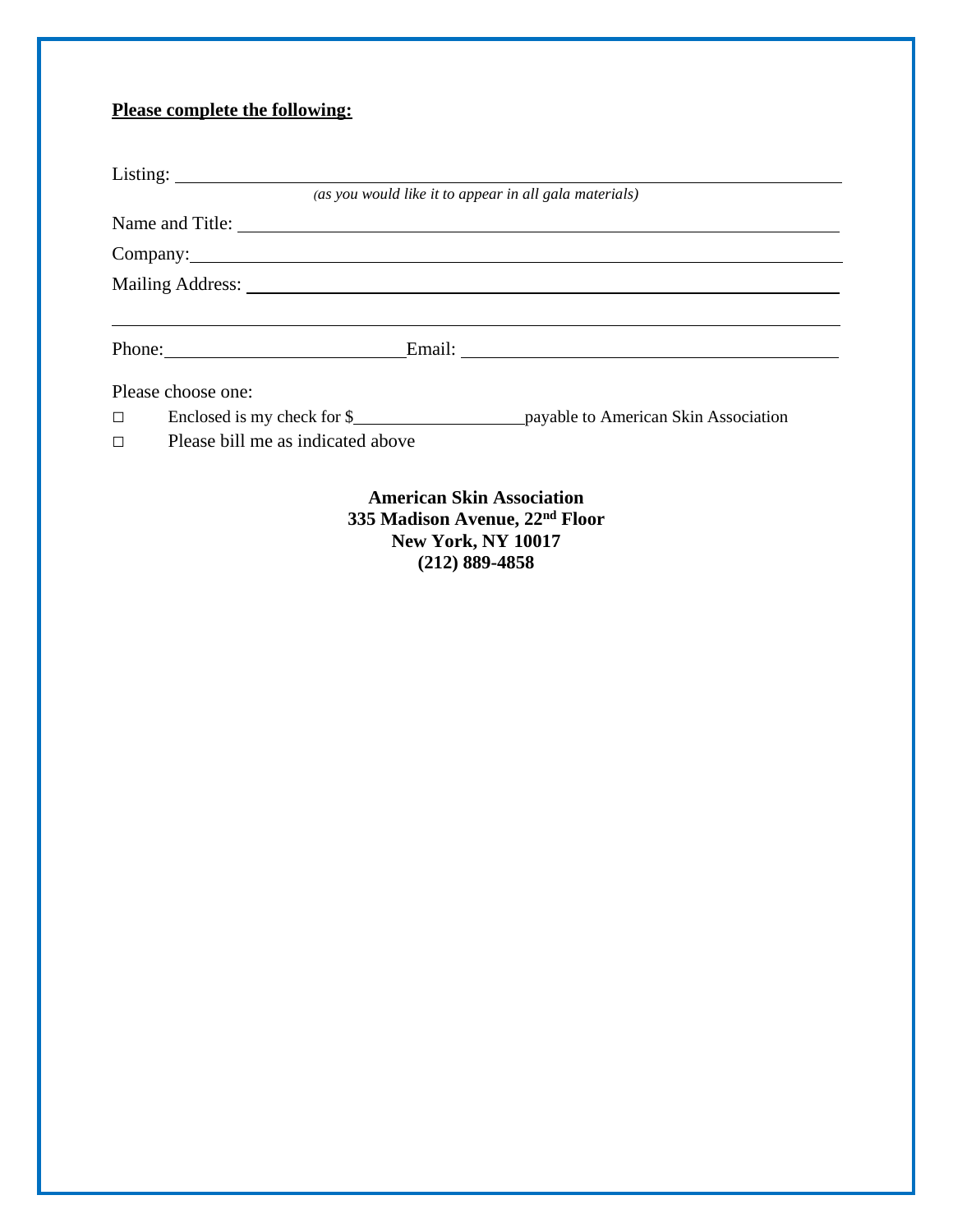**Please complete the following:**

Listing: ______________________________________________________________

*(as you would like it to appear in all gala materials)*

Name and Title: ______________________________________________________

Company: ___________________________________________________________

Mailing Address: ______________________________________________________

____________________________________________________________________

Phone: __________________________ Email: ___________________________

Please choose one:

□ Enclosed is my check for $__________________ payable to American Skin Association

□ Please bill me as indicated above

**American Skin Association**
**335 Madison Avenue, 22nd Floor**
**New York, NY 10017**
**(212) 889-4858**